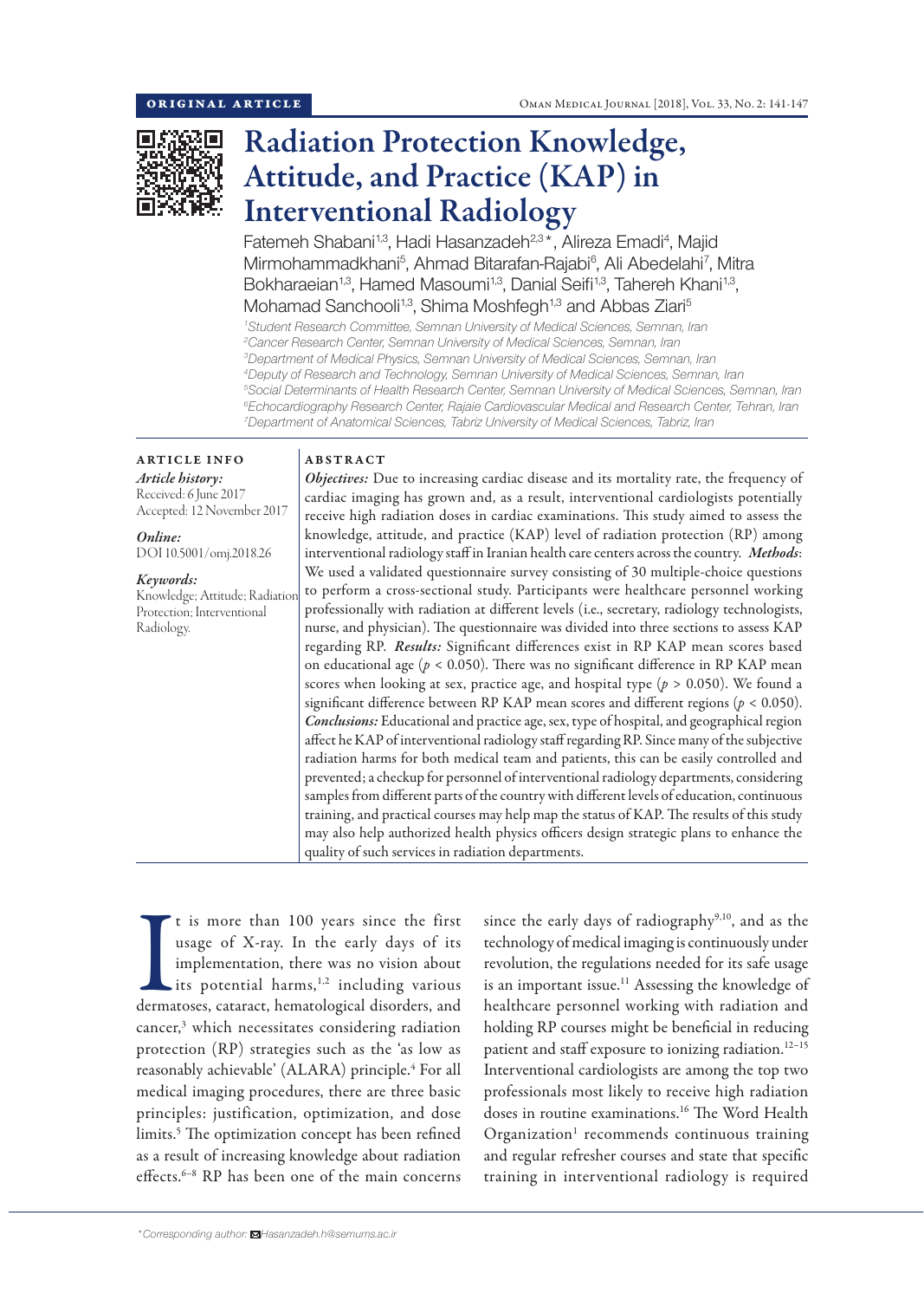ORIGINAL ARTICLE

# Radiation Protection Knowledge, Attitude, and Practice (KAP) in Interventional Radiology

Fatemeh Shabani[1,3], Hadi Hasanzadeh[2,3]*, Alireza Emadi[4], Majid Mirmohammadkhani[5], Ahmad Bitarafan-Rajabi[6], Ali Abedelahi[7], Mitra Bokharaeian[1,3], Hamed Masoumi[1,3], Danial Seifi[1,3], Tahereh Khani[1,3], Mohamad Sanchooli[1,3], Shima Moshfegh[1,3] and Abbas Ziari[5]

*[1]Student Research Committee, Semnan University of Medical Sciences, Semnan, Iran*
*[2]Cancer Research Center, Semnan University of Medical Sciences, Semnan, Iran*
*[3]Department of Medical Physics, Semnan University of Medical Sciences, Semnan, Iran*
*[4]Deputy of Research and Technology, Semnan University of Medical Sciences, Semnan, Iran*
*[5]Social Determinants of Health Research Center, Semnan University of Medical Sciences, Semnan, Iran*
*[6]Echocardiography Research Center, Rajaie Cardiovascular Medical and Research Center, Tehran, Iran*
*[7]Department of Anatomical Sciences, Tabriz University of Medical Sciences, Tabriz, Iran*

## ARTICLE INFO

*Article history:*
Received: 6 June 2017
Accepted: 12 November 2017

*Online:*
DOI 10.5001/omj.2018.26

*Keywords:*
Knowledge; Attitude; Radiation Protection; Interventional Radiology.

## ABSTRACT

***Objectives:*** Due to increasing cardiac disease and its mortality rate, the frequency of cardiac imaging has grown and, as a result, interventional cardiologists potentially receive high radiation doses in cardiac examinations. This study aimed to assess the knowledge, attitude, and practice (KAP) level of radiation protection (RP) among interventional radiology staff in Iranian health care centers across the country. ***Methods***: We used a validated questionnaire survey consisting of 30 multiple-choice questions to perform a cross-sectional study. Participants were healthcare personnel working professionally with radiation at different levels (i.e., secretary, radiology technologists, nurse, and physician). The questionnaire was divided into three sections to assess KAP regarding RP. ***Results:*** Significant differences exist in RP KAP mean scores based on educational age ($p < 0.050$). There was no significant difference in RP KAP mean scores when looking at sex, practice age, and hospital type ($p > 0.050$). We found a significant difference between RP KAP mean scores and different regions ($p < 0.050$). ***Conclusions:*** Educational and practice age, sex, type of hospital, and geographical region affect he KAP of interventional radiology staff regarding RP. Since many of the subjective radiation harms for both medical team and patients, this can be easily controlled and prevented; a checkup for personnel of interventional radiology departments, considering samples from different parts of the country with different levels of education, continuous training, and practical courses may help map the status of KAP. The results of this study may also help authorized health physics officers design strategic plans to enhance the quality of such services in radiation departments.

It is more than 100 years since the first usage of X-ray. In the early days of its implementation, there was no vision about its potential harms,[1,2] including various dermatoses, cataract, hematological disorders, and cancer,[3] which necessitates considering radiation protection (RP) strategies such as the 'as low as reasonably achievable' (ALARA) principle.[4] For all medical imaging procedures, there are three basic principles: justification, optimization, and dose limits.[5] The optimization concept has been refined as a result of increasing knowledge about radiation effects.[6–8] RP has been one of the main concerns since the early days of radiography[9,10], and as the technology of medical imaging is continuously under revolution, the regulations needed for its safe usage is an important issue.[11] Assessing the knowledge of healthcare personnel working with radiation and holding RP courses might be beneficial in reducing patient and staff exposure to ionizing radiation.[12–15] Interventional cardiologists are among the top two professionals most likely to receive high radiation doses in routine examinations.[16] The Word Health Organization[1] recommends continuous training and regular refresher courses and state that specific training in interventional radiology is required

*Corresponding author: Hasanzadeh.h@semums.ac.ir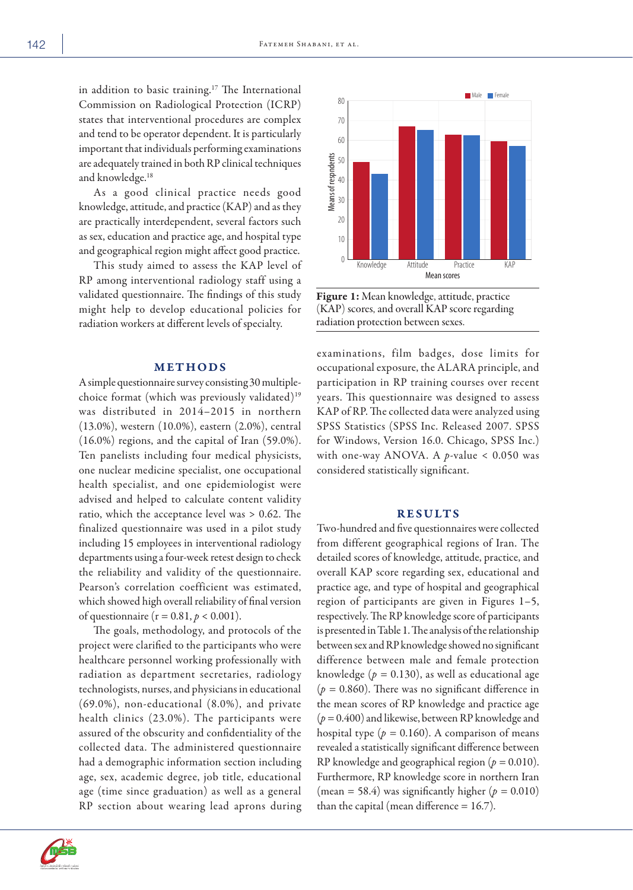in addition to basic training.[17] The International Commission on Radiological Protection (ICRP) states that interventional procedures are complex and tend to be operator dependent. It is particularly important that individuals performing examinations are adequately trained in both RP clinical techniques and knowledge.[18]

As a good clinical practice needs good knowledge, attitude, and practice (KAP) and as they are practically interdependent, several factors such as sex, education and practice age, and hospital type and geographical region might affect good practice.

This study aimed to assess the KAP level of RP among interventional radiology staff using a validated questionnaire. The findings of this study might help to develop educational policies for radiation workers at different levels of specialty.

## METHODS

A simple questionnaire survey consisting 30 multiple-choice format (which was previously validated)[19] was distributed in 2014–2015 in northern (13.0%), western (10.0%), eastern (2.0%), central (16.0%) regions, and the capital of Iran (59.0%). Ten panelists including four medical physicists, one nuclear medicine specialist, one occupational health specialist, and one epidemiologist were advised and helped to calculate content validity ratio, which the acceptance level was > 0.62. The finalized questionnaire was used in a pilot study including 15 employees in interventional radiology departments using a four-week retest design to check the reliability and validity of the questionnaire. Pearson's correlation coefficient was estimated, which showed high overall reliability of final version of questionnaire ($r = 0.81$, $p < 0.001$).

The goals, methodology, and protocols of the project were clarified to the participants who were healthcare personnel working professionally with radiation as department secretaries, radiology technologists, nurses, and physicians in educational (69.0%), non-educational (8.0%), and private health clinics (23.0%). The participants were assured of the obscurity and confidentiality of the collected data. The administered questionnaire had a demographic information section including age, sex, academic degree, job title, educational age (time since graduation) as well as a general RP section about wearing lead aprons during examinations, film badges, dose limits for occupational exposure, the ALARA principle, and participation in RP training courses over recent years. This questionnaire was designed to assess KAP of RP. The collected data were analyzed using SPSS Statistics (SPSS Inc. Released 2007. SPSS for Windows, Version 16.0. Chicago, SPSS Inc.) with one-way ANOVA. A $p$-value < 0.050 was considered statistically significant.

**Figure 1:** Mean knowledge, attitude, practice (KAP) scores, and overall KAP score regarding radiation protection between sexes.

## RESULTS

Two-hundred and five questionnaires were collected from different geographical regions of Iran. The detailed scores of knowledge, attitude, practice, and overall KAP score regarding sex, educational and practice age, and type of hospital and geographical region of participants are given in Figures 1–5, respectively. The RP knowledge score of participants is presented in Table 1. The analysis of the relationship between sex and RP knowledge showed no significant difference between male and female protection knowledge ($p = 0.130$), as well as educational age ($p = 0.860$). There was no significant difference in the mean scores of RP knowledge and practice age ($p = 0.400$) and likewise, between RP knowledge and hospital type ($p = 0.160$). A comparison of means revealed a statistically significant difference between RP knowledge and geographical region ($p = 0.010$). Furthermore, RP knowledge score in northern Iran (mean = 58.4) was significantly higher ($p = 0.010$) than the capital (mean difference = 16.7).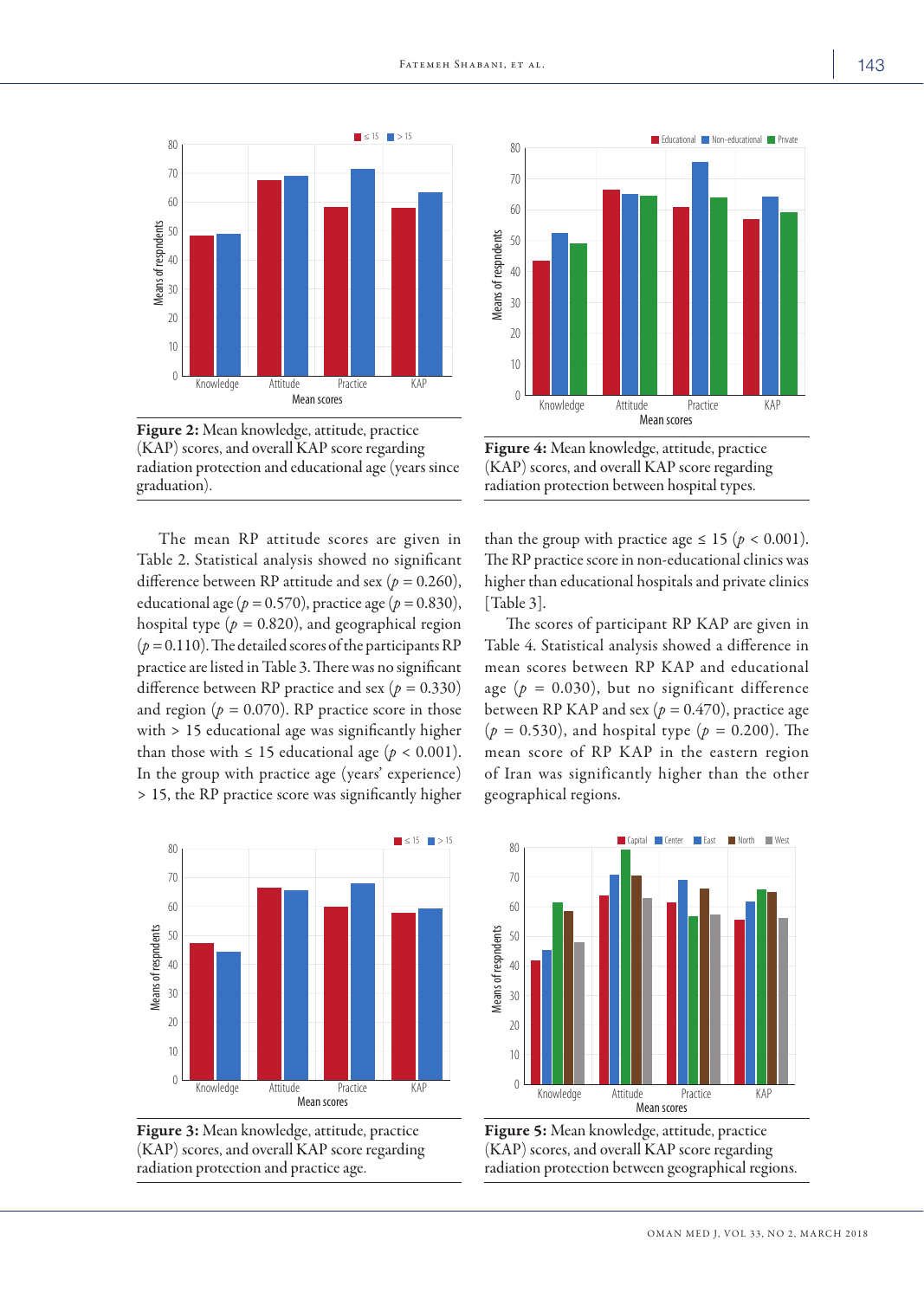Figure 2: Mean knowledge, attitude, practice (KAP) scores, and overall KAP score regarding radiation protection and educational age (years since graduation).

Figure 4: Mean knowledge, attitude, practice (KAP) scores, and overall KAP score regarding radiation protection between hospital types.

The mean RP attitude scores are given in Table 2. Statistical analysis showed no significant difference between RP attitude and sex ($p = 0.260$), educational age ($p = 0.570$), practice age ($p = 0.830$), hospital type ($p = 0.820$), and geographical region ($p = 0.110$). The detailed scores of the participants RP practice are listed in Table 3. There was no significant difference between RP practice and sex ($p = 0.330$) and region ($p = 0.070$). RP practice score in those with > 15 educational age was significantly higher than those with ≤ 15 educational age ($p < 0.001$). In the group with practice age (years' experience) > 15, the RP practice score was significantly higher than the group with practice age ≤ 15 ($p < 0.001$). The RP practice score in non-educational clinics was higher than educational hospitals and private clinics [Table 3].

The scores of participant RP KAP are given in Table 4. Statistical analysis showed a difference in mean scores between RP KAP and educational age ($p = 0.030$), but no significant difference between RP KAP and sex ($p = 0.470$), practice age ($p = 0.530$), and hospital type ($p = 0.200$). The mean score of RP KAP in the eastern region of Iran was significantly higher than the other geographical regions.

Figure 3: Mean knowledge, attitude, practice (KAP) scores, and overall KAP score regarding radiation protection and practice age.

Figure 5: Mean knowledge, attitude, practice (KAP) scores, and overall KAP score regarding radiation protection between geographical regions.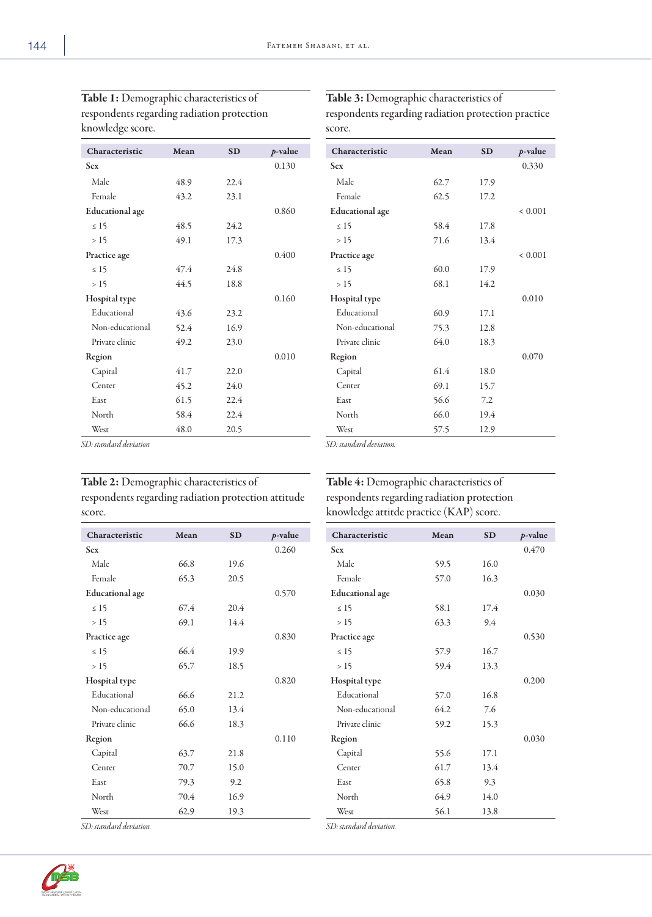**Table 1:** Demographic characteristics of respondents regarding radiation protection knowledge score.

| Characteristic | Mean | SD | *p*-value |
|---|---|---|---|
| **Sex** | | | 0.130 |
| Male | 48.9 | 22.4 | |
| Female | 43.2 | 23.1 | |
| **Educational age** | | | 0.860 |
| ≤ 15 | 48.5 | 24.2 | |
| > 15 | 49.1 | 17.3 | |
| **Practice age** | | | 0.400 |
| ≤ 15 | 47.4 | 24.8 | |
| > 15 | 44.5 | 18.8 | |
| **Hospital type** | | | 0.160 |
| Educational | 43.6 | 23.2 | |
| Non-educational | 52.4 | 16.9 | |
| Private clinic | 49.2 | 23.0 | |
| **Region** | | | 0.010 |
| Capital | 41.7 | 22.0 | |
| Center | 45.2 | 24.0 | |
| East | 61.5 | 22.4 | |
| North | 58.4 | 22.4 | |
| West | 48.0 | 20.5 | |

*SD: standard deviation*

**Table 2:** Demographic characteristics of respondents regarding radiation protection attitude score.

| Characteristic | Mean | SD | *p*-value |
|---|---|---|---|
| **Sex** | | | 0.260 |
| Male | 66.8 | 19.6 | |
| Female | 65.3 | 20.5 | |
| **Educational age** | | | 0.570 |
| ≤ 15 | 67.4 | 20.4 | |
| > 15 | 69.1 | 14.4 | |
| **Practice age** | | | 0.830 |
| ≤ 15 | 66.4 | 19.9 | |
| > 15 | 65.7 | 18.5 | |
| **Hospital type** | | | 0.820 |
| Educational | 66.6 | 21.2 | |
| Non-educational | 65.0 | 13.4 | |
| Private clinic | 66.6 | 18.3 | |
| **Region** | | | 0.110 |
| Capital | 63.7 | 21.8 | |
| Center | 70.7 | 15.0 | |
| East | 79.3 | 9.2 | |
| North | 70.4 | 16.9 | |
| West | 62.9 | 19.3 | |

*SD: standard deviation.*

**Table 3:** Demographic characteristics of respondents regarding radiation protection practice score.

| Characteristic | Mean | SD | *p*-value |
|---|---|---|---|
| **Sex** | | | 0.330 |
| Male | 62.7 | 17.9 | |
| Female | 62.5 | 17.2 | |
| **Educational age** | | | < 0.001 |
| ≤ 15 | 58.4 | 17.8 | |
| > 15 | 71.6 | 13.4 | |
| **Practice age** | | | < 0.001 |
| ≤ 15 | 60.0 | 17.9 | |
| > 15 | 68.1 | 14.2 | |
| **Hospital type** | | | 0.010 |
| Educational | 60.9 | 17.1 | |
| Non-educational | 75.3 | 12.8 | |
| Private clinic | 64.0 | 18.3 | |
| **Region** | | | 0.070 |
| Capital | 61.4 | 18.0 | |
| Center | 69.1 | 15.7 | |
| East | 56.6 | 7.2 | |
| North | 66.0 | 19.4 | |
| West | 57.5 | 12.9 | |

*SD: standard deviation.*

**Table 4:** Demographic characteristics of respondents regarding radiation protection knowledge attitde practice (KAP) score.

| Characteristic | Mean | SD | *p*-value |
|---|---|---|---|
| **Sex** | | | 0.470 |
| Male | 59.5 | 16.0 | |
| Female | 57.0 | 16.3 | |
| **Educational age** | | | 0.030 |
| ≤ 15 | 58.1 | 17.4 | |
| > 15 | 63.3 | 9.4 | |
| **Practice age** | | | 0.530 |
| ≤ 15 | 57.9 | 16.7 | |
| > 15 | 59.4 | 13.3 | |
| **Hospital type** | | | 0.200 |
| Educational | 57.0 | 16.8 | |
| Non-educational | 64.2 | 7.6 | |
| Private clinic | 59.2 | 15.3 | |
| **Region** | | | 0.030 |
| Capital | 55.6 | 17.1 | |
| Center | 61.7 | 13.4 | |
| East | 65.8 | 9.3 | |
| North | 64.9 | 14.0 | |
| West | 56.1 | 13.8 | |

*SD: standard deviation.*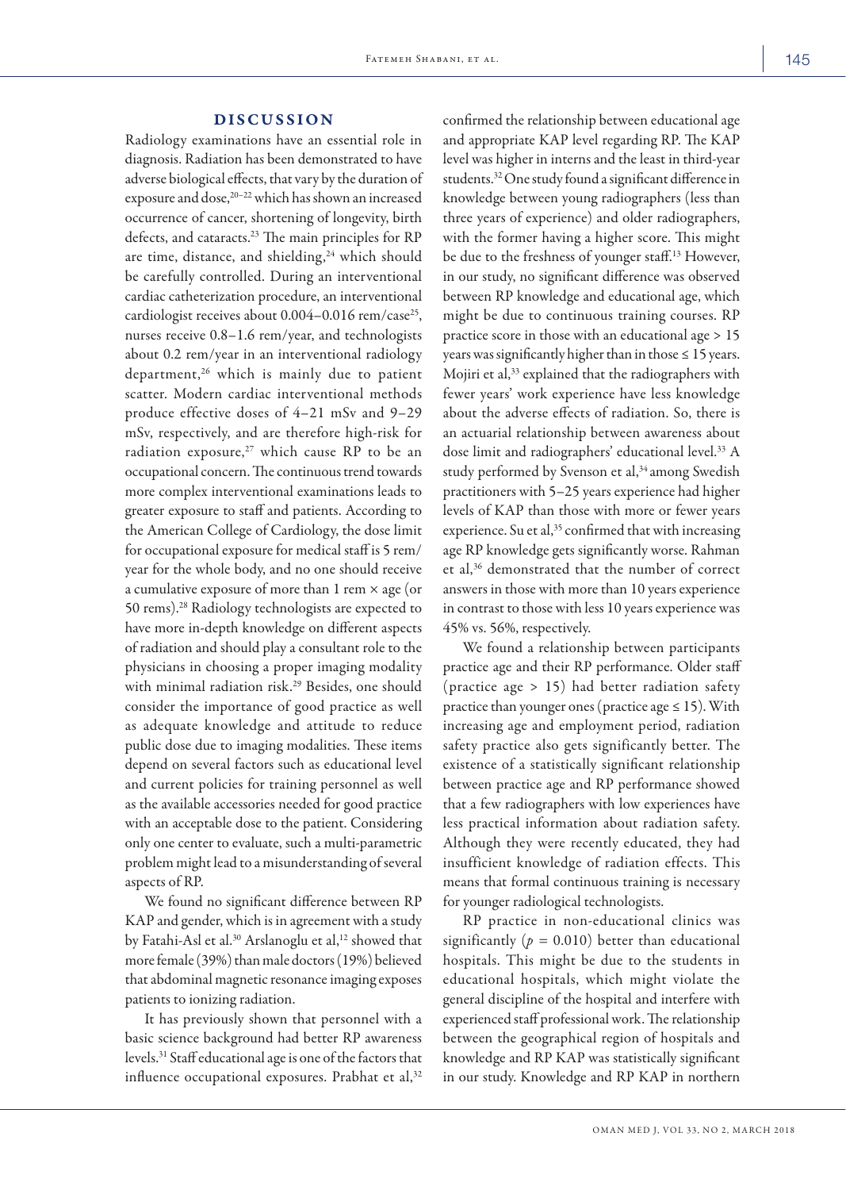## DISCUSSION

Radiology examinations have an essential role in diagnosis. Radiation has been demonstrated to have adverse biological effects, that vary by the duration of exposure and dose,[20–22] which has shown an increased occurrence of cancer, shortening of longevity, birth defects, and cataracts.[23] The main principles for RP are time, distance, and shielding,[24] which should be carefully controlled. During an interventional cardiac catheterization procedure, an interventional cardiologist receives about 0.004–0.016 rem/case[25], nurses receive 0.8–1.6 rem/year, and technologists about 0.2 rem/year in an interventional radiology department,[26] which is mainly due to patient scatter. Modern cardiac interventional methods produce effective doses of 4–21 mSv and 9–29 mSv, respectively, and are therefore high-risk for radiation exposure,[27] which cause RP to be an occupational concern. The continuous trend towards more complex interventional examinations leads to greater exposure to staff and patients. According to the American College of Cardiology, the dose limit for occupational exposure for medical staff is 5 rem/year for the whole body, and no one should receive a cumulative exposure of more than 1 rem × age (or 50 rems).[28] Radiology technologists are expected to have more in-depth knowledge on different aspects of radiation and should play a consultant role to the physicians in choosing a proper imaging modality with minimal radiation risk.[29] Besides, one should consider the importance of good practice as well as adequate knowledge and attitude to reduce public dose due to imaging modalities. These items depend on several factors such as educational level and current policies for training personnel as well as the available accessories needed for good practice with an acceptable dose to the patient. Considering only one center to evaluate, such a multi-parametric problem might lead to a misunderstanding of several aspects of RP.

We found no significant difference between RP KAP and gender, which is in agreement with a study by Fatahi-Asl et al.[30] Arslanoglu et al,[12] showed that more female (39%) than male doctors (19%) believed that abdominal magnetic resonance imaging exposes patients to ionizing radiation.

It has previously shown that personnel with a basic science background had better RP awareness levels.[31] Staff educational age is one of the factors that influence occupational exposures. Prabhat et al,[32] confirmed the relationship between educational age and appropriate KAP level regarding RP. The KAP level was higher in interns and the least in third-year students.[32] One study found a significant difference in knowledge between young radiographers (less than three years of experience) and older radiographers, with the former having a higher score. This might be due to the freshness of younger staff.[13] However, in our study, no significant difference was observed between RP knowledge and educational age, which might be due to continuous training courses. RP practice score in those with an educational age > 15 years was significantly higher than in those ≤ 15 years. Mojiri et al,[33] explained that the radiographers with fewer years' work experience have less knowledge about the adverse effects of radiation. So, there is an actuarial relationship between awareness about dose limit and radiographers' educational level.[33] A study performed by Svenson et al,[34] among Swedish practitioners with 5–25 years experience had higher levels of KAP than those with more or fewer years experience. Su et al,[35] confirmed that with increasing age RP knowledge gets significantly worse. Rahman et al,[36] demonstrated that the number of correct answers in those with more than 10 years experience in contrast to those with less 10 years experience was 45% vs. 56%, respectively.

We found a relationship between participants practice age and their RP performance. Older staff (practice age > 15) had better radiation safety practice than younger ones (practice age ≤ 15). With increasing age and employment period, radiation safety practice also gets significantly better. The existence of a statistically significant relationship between practice age and RP performance showed that a few radiographers with low experiences have less practical information about radiation safety. Although they were recently educated, they had insufficient knowledge of radiation effects. This means that formal continuous training is necessary for younger radiological technologists.

RP practice in non-educational clinics was significantly ($p = 0.010$) better than educational hospitals. This might be due to the students in educational hospitals, which might violate the general discipline of the hospital and interfere with experienced staff professional work. The relationship between the geographical region of hospitals and knowledge and RP KAP was statistically significant in our study. Knowledge and RP KAP in northern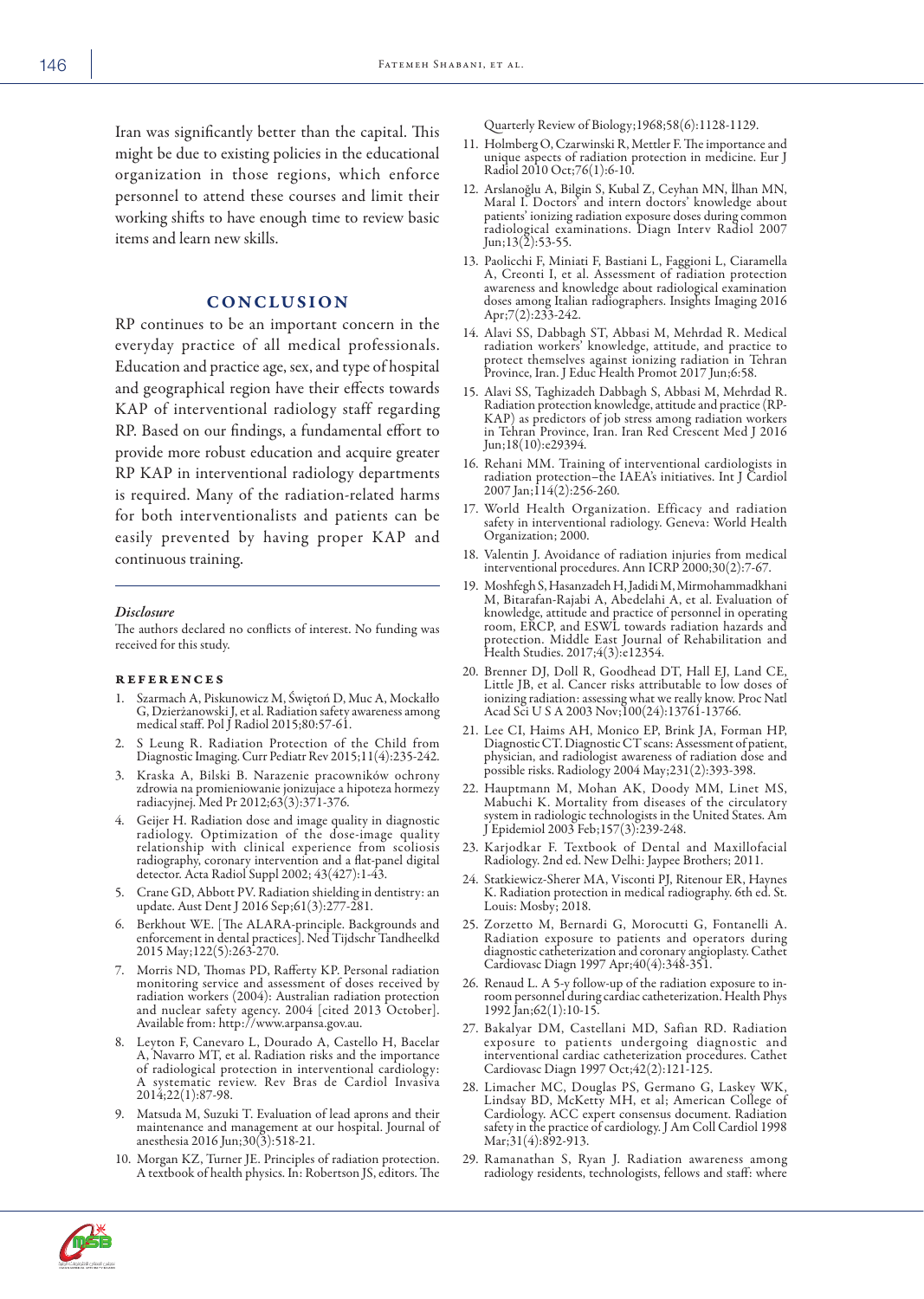Iran was significantly better than the capital. This might be due to existing policies in the educational organization in those regions, which enforce personnel to attend these courses and limit their working shifts to have enough time to review basic items and learn new skills.

## Conclusion

RP continues to be an important concern in the everyday practice of all medical professionals. Education and practice age, sex, and type of hospital and geographical region have their effects towards KAP of interventional radiology staff regarding RP. Based on our findings, a fundamental effort to provide more robust education and acquire greater RP KAP in interventional radiology departments is required. Many of the radiation-related harms for both interventionalists and patients can be easily prevented by having proper KAP and continuous training.

### *Disclosure*

The authors declared no conflicts of interest. No funding was received for this study.

### References

1. Szarmach A, Piskunowicz M, Świętoń D, Muc A, Mockałło G, Dzierżanowski J, et al. Radiation safety awareness among medical staff. Pol J Radiol 2015;80:57-61.
2. S Leung R. Radiation Protection of the Child from Diagnostic Imaging. Curr Pediatr Rev 2015;11(4):235-242.
3. Kraska A, Bilski B. Narazenie pracowników ochrony zdrowia na promieniowanie jonizujace a hipoteza hormezy radiacyjnej. Med Pr 2012;63(3):371-376.
4. Geijer H. Radiation dose and image quality in diagnostic radiology. Optimization of the dose-image quality relationship with clinical experience from scoliosis radiography, coronary intervention and a flat-panel digital detector. Acta Radiol Suppl 2002; 43(427):1-43.
5. Crane GD, Abbott PV. Radiation shielding in dentistry: an update. Aust Dent J 2016 Sep;61(3):277-281.
6. Berkhout WE. [The ALARA-principle. Backgrounds and enforcement in dental practices]. Ned Tijdschr Tandheelkd 2015 May;122(5):263-270.
7. Morris ND, Thomas PD, Rafferty KP. Personal radiation monitoring service and assessment of doses received by radiation workers (2004): Australian radiation protection and nuclear safety agency. 2004 [cited 2013 October]. Available from: http://www.arpansa.gov.au.
8. Leyton F, Canevaro L, Dourado A, Castello H, Bacelar A, Navarro MT, et al. Radiation risks and the importance of radiological protection in interventional cardiology: A systematic review. Rev Bras de Cardiol Invasiva 2014;22(1):87-98.
9. Matsuda M, Suzuki T. Evaluation of lead aprons and their maintenance and management at our hospital. Journal of anesthesia 2016 Jun;30(3):518-21.
10. Morgan KZ, Turner JE. Principles of radiation protection. A textbook of health physics. In: Robertson JS, editors. The Quarterly Review of Biology;1968;58(6):1128-1129.
11. Holmberg O, Czarwinski R, Mettler F. The importance and unique aspects of radiation protection in medicine. Eur J Radiol 2010 Oct;76(1):6-10.
12. Arslanoğlu A, Bilgin S, Kubal Z, Ceyhan MN, İlhan MN, Maral I. Doctors' and intern doctors' knowledge about patients' ionizing radiation exposure doses during common radiological examinations. Diagn Interv Radiol 2007 Jun;13(2):53-55.
13. Paolicchi F, Miniati F, Bastiani L, Faggioni L, Ciaramella A, Creonti I, et al. Assessment of radiation protection awareness and knowledge about radiological examination doses among Italian radiographers. Insights Imaging 2016 Apr;7(2):233-242.
14. Alavi SS, Dabbagh ST, Abbasi M, Mehrdad R. Medical radiation workers' knowledge, attitude, and practice to protect themselves against ionizing radiation in Tehran Province, Iran. J Educ Health Promot 2017 Jun;6:58.
15. Alavi SS, Taghizadeh Dabbagh S, Abbasi M, Mehrdad R. Radiation protection knowledge, attitude and practice (RP-KAP) as predictors of job stress among radiation workers in Tehran Province, Iran. Iran Red Crescent Med J 2016 Jun;18(10):e29394.
16. Rehani MM. Training of interventional cardiologists in radiation protection–the IAEA's initiatives. Int J Cardiol 2007 Jan;114(2):256-260.
17. World Health Organization. Efficacy and radiation safety in interventional radiology. Geneva: World Health Organization; 2000.
18. Valentin J. Avoidance of radiation injuries from medical interventional procedures. Ann ICRP 2000;30(2):7-67.
19. Moshfegh S, Hasanzadeh H, Jadidi M, Mirmohammadkhani M, Bitarafan-Rajabi A, Abedelahi A, et al. Evaluation of knowledge, attitude and practice of personnel in operating room, ERCP, and ESWL towards radiation hazards and protection. Middle East Journal of Rehabilitation and Health Studies. 2017;4(3):e12354.
20. Brenner DJ, Doll R, Goodhead DT, Hall EJ, Land CE, Little JB, et al. Cancer risks attributable to low doses of ionizing radiation: assessing what we really know. Proc Natl Acad Sci U S A 2003 Nov;100(24):13761-13766.
21. Lee CI, Haims AH, Monico EP, Brink JA, Forman HP, Diagnostic CT. Diagnostic CT scans: Assessment of patient, physician, and radiologist awareness of radiation dose and possible risks. Radiology 2004 May;231(2):393-398.
22. Hauptmann M, Mohan AK, Doody MM, Linet MS, Mabuchi K. Mortality from diseases of the circulatory system in radiologic technologists in the United States. Am J Epidemiol 2003 Feb;157(3):239-248.
23. Karjodkar F. Textbook of Dental and Maxillofacial Radiology. 2nd ed. New Delhi: Jaypee Brothers; 2011.
24. Statkiewicz-Sherer MA, Visconti PJ, Ritenour ER, Haynes K. Radiation protection in medical radiography. 6th ed. St. Louis: Mosby; 2018.
25. Zorzetto M, Bernardi G, Morocutti G, Fontanelli A. Radiation exposure to patients and operators during diagnostic catheterization and coronary angioplasty. Cathet Cardiovasc Diagn 1997 Apr;40(4):348-351.
26. Renaud L. A 5-y follow-up of the radiation exposure to in-room personnel during cardiac catheterization. Health Phys 1992 Jan;62(1):10-15.
27. Bakalyar DM, Castellani MD, Safian RD. Radiation exposure to patients undergoing diagnostic and interventional cardiac catheterization procedures. Cathet Cardiovasc Diagn 1997 Oct;42(2):121-125.
28. Limacher MC, Douglas PS, Germano G, Laskey WK, Lindsay BD, McKetty MH, et al; American College of Cardiology. ACC expert consensus document. Radiation safety in the practice of cardiology. J Am Coll Cardiol 1998 Mar;31(4):892-913.
29. Ramanathan S, Ryan J. Radiation awareness among radiology residents, technologists, fellows and staff: where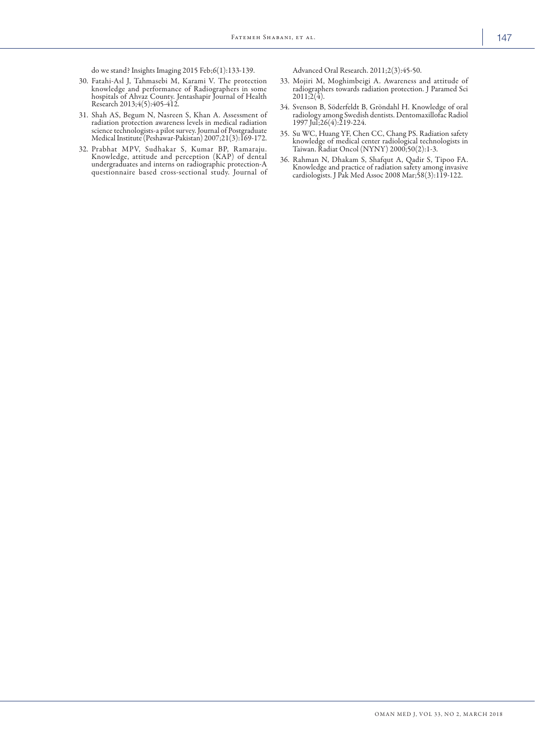do we stand? Insights Imaging 2015 Feb;6(1):133-139.

30. Fatahi-Asl J, Tahmasebi M, Karami V. The protection knowledge and performance of Radiographers in some hospitals of Ahvaz County. Jentashapir Journal of Health Research 2013;4(5):405-412.
31. Shah AS, Begum N, Nasreen S, Khan A. Assessment of radiation protection awareness levels in medical radiation science technologists-a pilot survey. Journal of Postgraduate Medical Institute (Peshawar-Pakistan) 2007;21(3):169-172.
32. Prabhat MPV, Sudhakar S, Kumar BP, Ramaraju. Knowledge, attitude and perception (KAP) of dental undergraduates and interns on radiographic protection-A questionnaire based cross-sectional study. Journal of Advanced Oral Research. 2011;2(3):45-50.
33. Mojiri M, Moghimbeigi A. Awareness and attitude of radiographers towards radiation protection. J Paramed Sci 2011;2(4).
34. Svenson B, Söderfeldt B, Gröndahl H. Knowledge of oral radiology among Swedish dentists. Dentomaxillofac Radiol 1997 Jul;26(4):219-224.
35. Su WC, Huang YF, Chen CC, Chang PS. Radiation safety knowledge of medical center radiological technologists in Taiwan. Radiat Oncol (NYNY) 2000;50(2):1-3.
36. Rahman N, Dhakam S, Shafqut A, Qadir S, Tipoo FA. Knowledge and practice of radiation safety among invasive cardiologists. J Pak Med Assoc 2008 Mar;58(3):119-122.